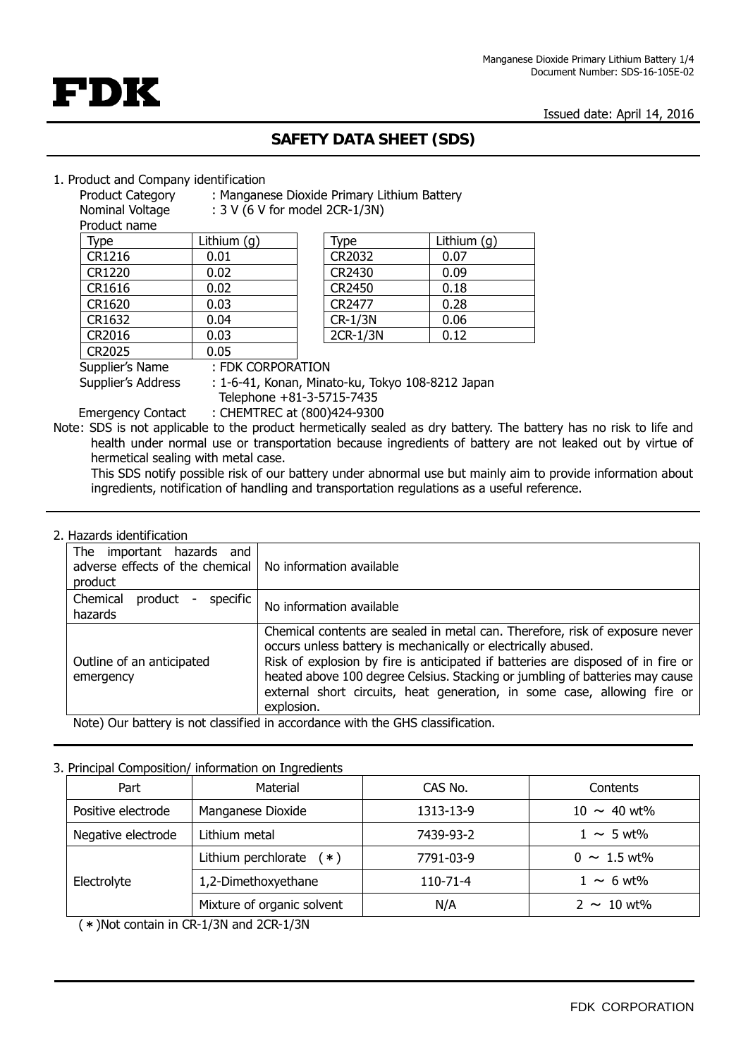FDK

Issued date: April 14, 2016

# SAFETY DATA SHEET (SDS)

## 1. Product and Company identification

Product Category : Manganese Dioxide Primary Lithium Battery
Nominal Voltage : 3 V (6 V for model 2CR-1/3N)
Product name

| Type | Lithium (g) |
|---|---|
| CR1216 | 0.01 |
| CR1220 | 0.02 |
| CR1616 | 0.02 |
| CR1620 | 0.03 |
| CR1632 | 0.04 |
| CR2016 | 0.03 |
| CR2025 | 0.05 |

| Type | Lithium (g) |
|---|---|
| CR2032 | 0.07 |
| CR2430 | 0.09 |
| CR2450 | 0.18 |
| CR2477 | 0.28 |
| CR-1/3N | 0.06 |
| 2CR-1/3N | 0.12 |

Supplier's Name : FDK CORPORATION
Supplier's Address : 1-6-41, Konan, Minato-ku, Tokyo 108-8212 Japan
Telephone +81-3-5715-7435
Emergency Contact : CHEMTREC at (800)424-9300

Note: SDS is not applicable to the product hermetically sealed as dry battery. The battery has no risk to life and health under normal use or transportation because ingredients of battery are not leaked out by virtue of hermetical sealing with metal case.
This SDS notify possible risk of our battery under abnormal use but mainly aim to provide information about ingredients, notification of handling and transportation regulations as a useful reference.

## 2. Hazards identification

| | |
|---|---|
| The important hazards and adverse effects of the chemical product | No information available |
| Chemical product - specific hazards | No information available |
| Outline of an anticipated emergency | Chemical contents are sealed in metal can. Therefore, risk of exposure never occurs unless battery is mechanically or electrically abused. Risk of explosion by fire is anticipated if batteries are disposed of in fire or heated above 100 degree Celsius. Stacking or jumbling of batteries may cause external short circuits, heat generation, in some case, allowing fire or explosion. |

Note) Our battery is not classified in accordance with the GHS classification.

## 3. Principal Composition/ information on Ingredients

| Part | Material | CAS No. | Contents |
|---|---|---|---|
| Positive electrode | Manganese Dioxide | 1313-13-9 | 10 ～ 40 wt% |
| Negative electrode | Lithium metal | 7439-93-2 | 1 ～ 5 wt% |
| Electrolyte | Lithium perchlorate (＊) | 7791-03-9 | 0 ～ 1.5 wt% |
| | 1,2-Dimethoxyethane | 110-71-4 | 1 ～ 6 wt% |
| | Mixture of organic solvent | N/A | 2 ～ 10 wt% |

(＊)Not contain in CR-1/3N and 2CR-1/3N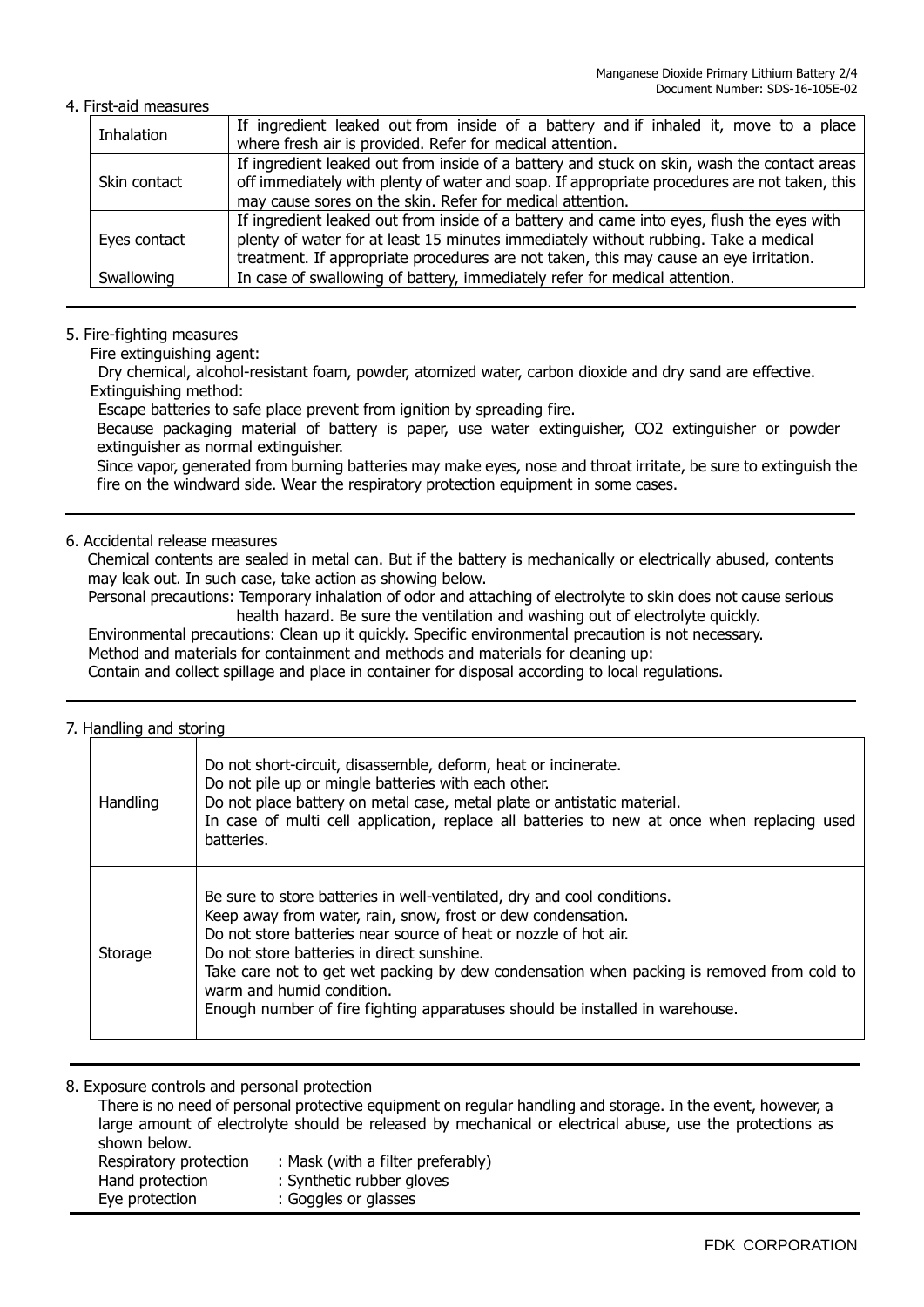## 4. First-aid measures

| | |
|---|---|
| Inhalation | If ingredient leaked out from inside of a battery and if inhaled it, move to a place where fresh air is provided. Refer for medical attention. |
| Skin contact | If ingredient leaked out from inside of a battery and stuck on skin, wash the contact areas off immediately with plenty of water and soap. If appropriate procedures are not taken, this may cause sores on the skin. Refer for medical attention. |
| Eyes contact | If ingredient leaked out from inside of a battery and came into eyes, flush the eyes with plenty of water for at least 15 minutes immediately without rubbing. Take a medical treatment. If appropriate procedures are not taken, this may cause an eye irritation. |
| Swallowing | In case of swallowing of battery, immediately refer for medical attention. |

## 5. Fire-fighting measures

Fire extinguishing agent:

Dry chemical, alcohol-resistant foam, powder, atomized water, carbon dioxide and dry sand are effective.

Extinguishing method:

Escape batteries to safe place prevent from ignition by spreading fire.

Because packaging material of battery is paper, use water extinguisher, CO2 extinguisher or powder extinguisher as normal extinguisher.

Since vapor, generated from burning batteries may make eyes, nose and throat irritate, be sure to extinguish the fire on the windward side. Wear the respiratory protection equipment in some cases.

## 6. Accidental release measures

Chemical contents are sealed in metal can. But if the battery is mechanically or electrically abused, contents may leak out. In such case, take action as showing below.

Personal precautions: Temporary inhalation of odor and attaching of electrolyte to skin does not cause serious health hazard. Be sure the ventilation and washing out of electrolyte quickly.

Environmental precautions: Clean up it quickly. Specific environmental precaution is not necessary.

Method and materials for containment and methods and materials for cleaning up:

Contain and collect spillage and place in container for disposal according to local regulations.

## 7. Handling and storing

| | |
|---|---|
| Handling | Do not short-circuit, disassemble, deform, heat or incinerate.<br>Do not pile up or mingle batteries with each other.<br>Do not place battery on metal case, metal plate or antistatic material.<br>In case of multi cell application, replace all batteries to new at once when replacing used batteries. |
| Storage | Be sure to store batteries in well-ventilated, dry and cool conditions.<br>Keep away from water, rain, snow, frost or dew condensation.<br>Do not store batteries near source of heat or nozzle of hot air.<br>Do not store batteries in direct sunshine.<br>Take care not to get wet packing by dew condensation when packing is removed from cold to warm and humid condition.<br>Enough number of fire fighting apparatuses should be installed in warehouse. |

## 8. Exposure controls and personal protection

There is no need of personal protective equipment on regular handling and storage. In the event, however, a large amount of electrolyte should be released by mechanical or electrical abuse, use the protections as shown below.

Respiratory protection : Mask (with a filter preferably)
Hand protection : Synthetic rubber gloves
Eye protection : Goggles or glasses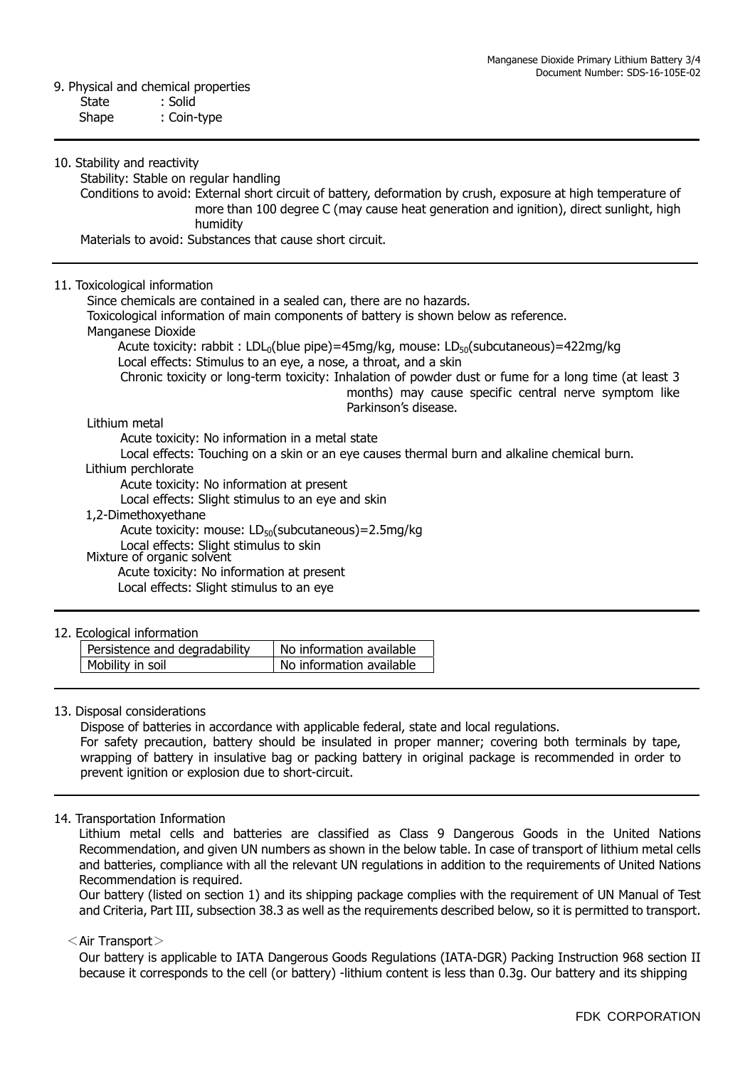## 9. Physical and chemical properties

State : Solid
Shape : Coin-type

## 10. Stability and reactivity

Stability: Stable on regular handling

Conditions to avoid: External short circuit of battery, deformation by crush, exposure at high temperature of more than 100 degree C (may cause heat generation and ignition), direct sunlight, high humidity

Materials to avoid: Substances that cause short circuit.

## 11. Toxicological information

Since chemicals are contained in a sealed can, there are no hazards.

Toxicological information of main components of battery is shown below as reference.

**Manganese Dioxide**

Acute toxicity: rabbit : $LDL_0$(blue pipe)=45mg/kg, mouse: $LD_{50}$(subcutaneous)=422mg/kg

Local effects: Stimulus to an eye, a nose, a throat, and a skin

Chronic toxicity or long-term toxicity: Inhalation of powder dust or fume for a long time (at least 3 months) may cause specific central nerve symptom like Parkinson's disease.

**Lithium metal**

Acute toxicity: No information in a metal state

Local effects: Touching on a skin or an eye causes thermal burn and alkaline chemical burn.

**Lithium perchlorate**

Acute toxicity: No information at present

Local effects: Slight stimulus to an eye and skin

**1,2-Dimethoxyethane**

Acute toxicity: mouse: $LD_{50}$(subcutaneous)=2.5mg/kg

Local effects: Slight stimulus to skin

**Mixture of organic solvent**

Acute toxicity: No information at present

Local effects: Slight stimulus to an eye

## 12. Ecological information

| Persistence and degradability | No information available |
|---|---|
| Mobility in soil | No information available |

## 13. Disposal considerations

Dispose of batteries in accordance with applicable federal, state and local regulations.

For safety precaution, battery should be insulated in proper manner; covering both terminals by tape, wrapping of battery in insulative bag or packing battery in original package is recommended in order to prevent ignition or explosion due to short-circuit.

## 14. Transportation Information

Lithium metal cells and batteries are classified as Class 9 Dangerous Goods in the United Nations Recommendation, and given UN numbers as shown in the below table. In case of transport of lithium metal cells and batteries, compliance with all the relevant UN regulations in addition to the requirements of United Nations Recommendation is required.

Our battery (listed on section 1) and its shipping package complies with the requirement of UN Manual of Test and Criteria, Part III, subsection 38.3 as well as the requirements described below, so it is permitted to transport.

＜Air Transport＞

Our battery is applicable to IATA Dangerous Goods Regulations (IATA-DGR) Packing Instruction 968 section II because it corresponds to the cell (or battery) -lithium content is less than 0.3g. Our battery and its shipping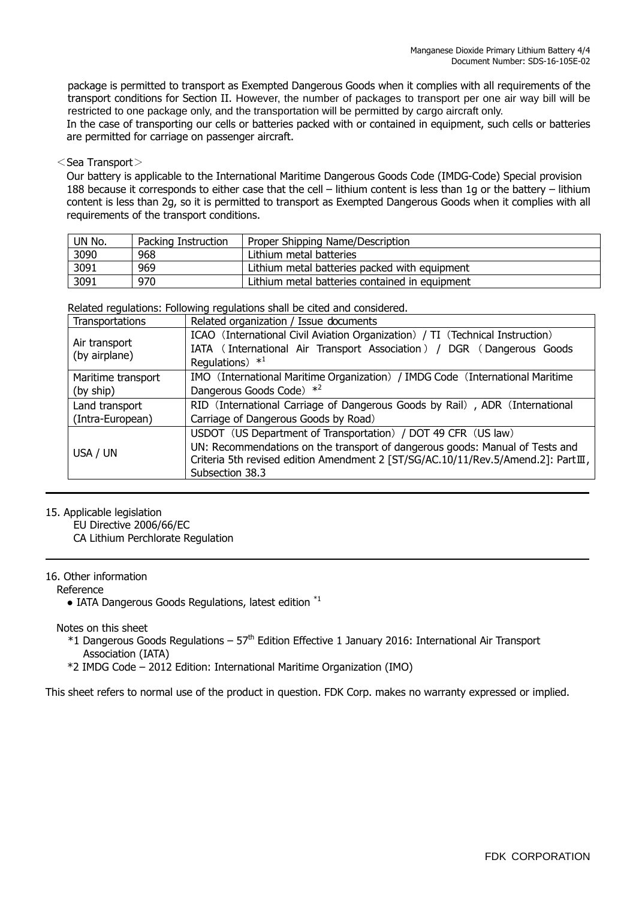package is permitted to transport as Exempted Dangerous Goods when it complies with all requirements of the transport conditions for Section II. However, the number of packages to transport per one air way bill will be restricted to one package only, and the transportation will be permitted by cargo aircraft only.

In the case of transporting our cells or batteries packed with or contained in equipment, such cells or batteries are permitted for carriage on passenger aircraft.

＜Sea Transport＞

Our battery is applicable to the International Maritime Dangerous Goods Code (IMDG-Code) Special provision 188 because it corresponds to either case that the cell – lithium content is less than 1g or the battery – lithium content is less than 2g, so it is permitted to transport as Exempted Dangerous Goods when it complies with all requirements of the transport conditions.

| UN No. | Packing Instruction | Proper Shipping Name/Description |
|---|---|---|
| 3090 | 968 | Lithium metal batteries |
| 3091 | 969 | Lithium metal batteries packed with equipment |
| 3091 | 970 | Lithium metal batteries contained in equipment |

Related regulations: Following regulations shall be cited and considered.

| Transportations | Related organization / Issue documents |
|---|---|
| Air transport (by airplane) | ICAO（International Civil Aviation Organization）/ TI（Technical Instruction） IATA（International Air Transport Association）/ DGR（Dangerous Goods Regulations）*1 |
| Maritime transport (by ship) | IMO（International Maritime Organization）/ IMDG Code（International Maritime Dangerous Goods Code）*2 |
| Land transport (Intra-European) | RID（International Carriage of Dangerous Goods by Rail）, ADR（International Carriage of Dangerous Goods by Road） |
| USA / UN | USDOT（US Department of Transportation）/ DOT 49 CFR（US law） UN: Recommendations on the transport of dangerous goods: Manual of Tests and Criteria 5th revised edition Amendment 2 [ST/SG/AC.10/11/Rev.5/Amend.2]: PartⅢ, Subsection 38.3 |

## 15. Applicable legislation

EU Directive 2006/66/EC
CA Lithium Perchlorate Regulation

## 16. Other information

Reference

- IATA Dangerous Goods Regulations, latest edition *1

Notes on this sheet

*1 Dangerous Goods Regulations – 57th Edition Effective 1 January 2016: International Air Transport Association (IATA)

*2 IMDG Code – 2012 Edition: International Maritime Organization (IMO)

This sheet refers to normal use of the product in question. FDK Corp. makes no warranty expressed or implied.